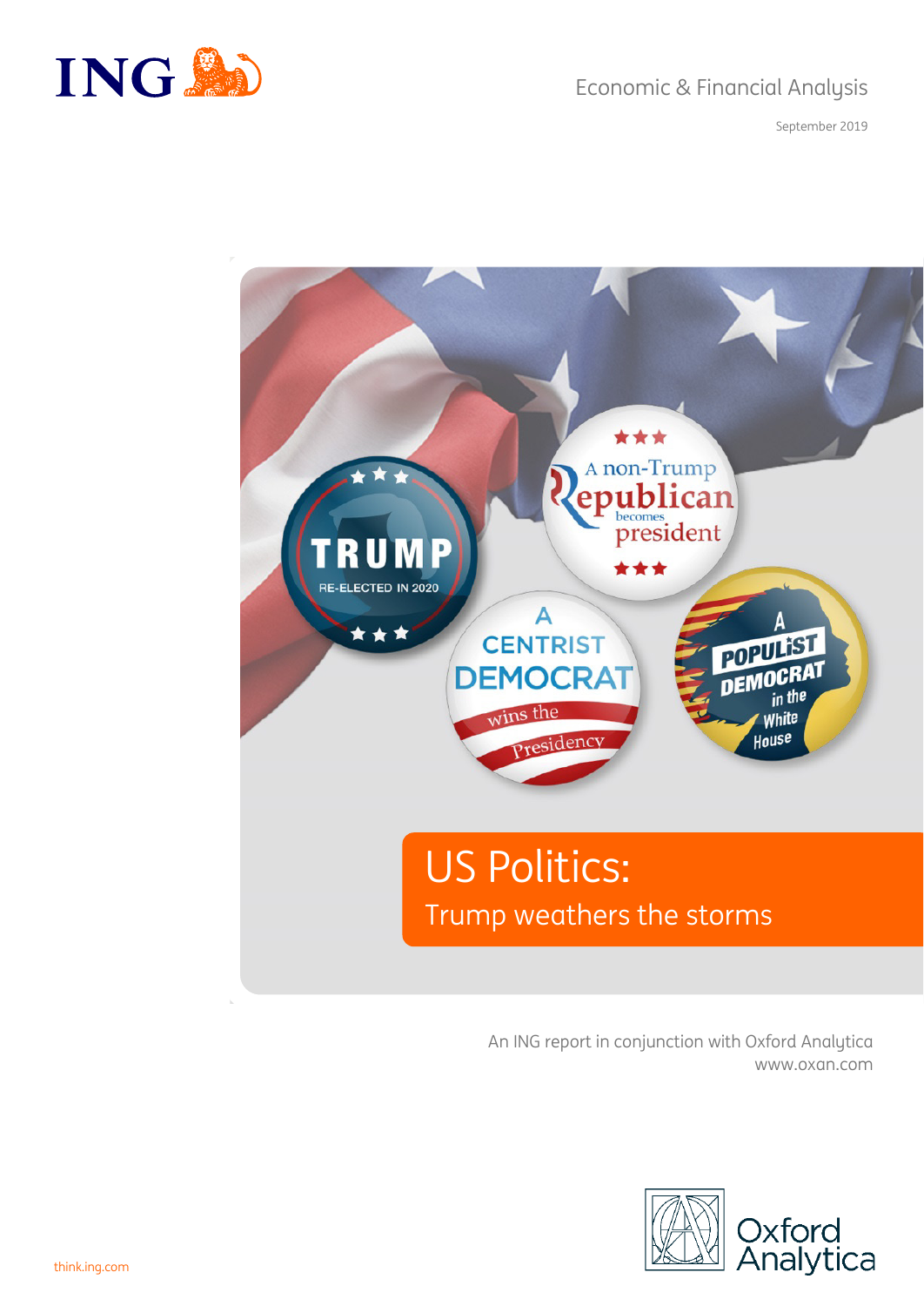ING

Economic & Financial Analysis

September 2019

# US Politics:

## Trump weathers the storms

An ING report in conjunction with Oxford Analytica
www.oxan.com

Oxford Analytica

think.ing.com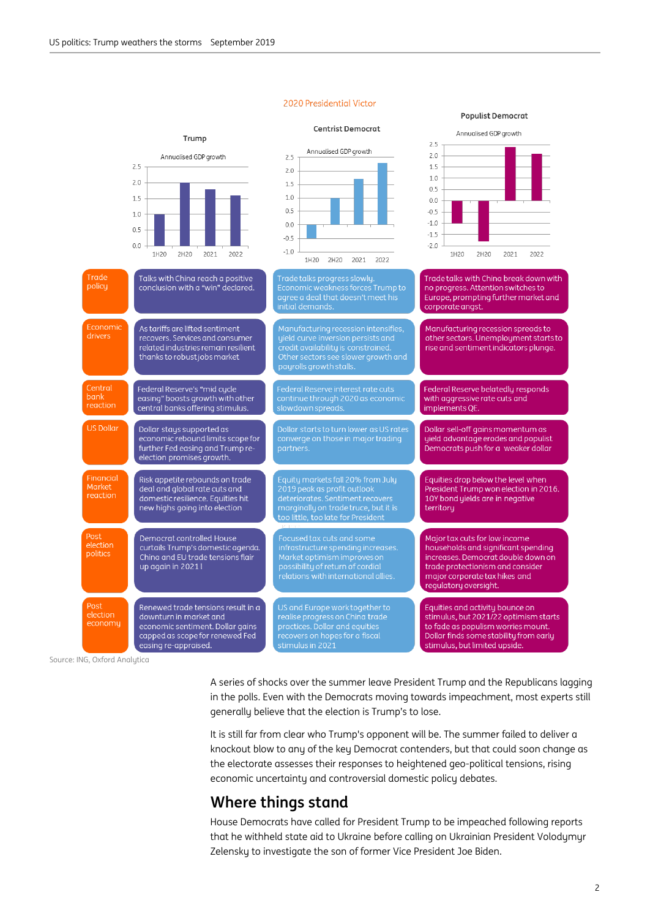## 2020 Presidential Victor

| | Trump | Centrist Democrat | Populist Democrat |
|---|---|---|---|
| Trade policy | Talks with China reach a positive conclusion with a "win" declared. | Trade talks progress slowly. Economic weakness forces Trump to agree a deal that doesn't meet his initial demands. | Trade talks with China break down with no progress. Attention switches to Europe, prompting further market and corporate angst. |
| Economic drivers | As tariffs are lifted sentiment recovers. Services and consumer related industries remain resilient thanks to robust jobs market | Manufacturing recession intensifies, yield curve inversion persists and credit availability is constrained. Other sectors see slower growth and payrolls growth stalls. | Manufacturing recession spreads to other sectors. Unemployment starts to rise and sentiment indicators plunge. |
| Central bank reaction | Federal Reserve's "mid cycle easing" boosts growth with other central banks offering stimulus. | Federal Reserve interest rate cuts continue through 2020 as economic slowdown spreads. | Federal Reserve belatedly responds with aggressive rate cuts and implements QE. |
| US Dollar | Dollar stays supported as economic rebound limits scope for further Fed easing and Trump re-election promises growth. | Dollar starts to turn lower as US rates converge on those in major trading partners. | Dollar sell-off gains momentum as yield advantage erodes and populist Democrats push for a weaker dollar |
| Financial Market reaction | Risk appetite rebounds on trade deal and global rate cuts and domestic resilience. Equities hit new highs going into election | Equity markets fall 20% from July 2019 peak as profit outlook deteriorates. Sentiment recovers marginally on trade truce, but it is too little, too late for President | Equities drop below the level when President Trump won election in 2016. 10Y bond yields are in negative territory |
| Post election politics | Democrat controlled House curtails Trump's domestic agenda. China and EU trade tensions flair up again in 2021 | Focused tax cuts and some infrastructure spending increases. Market optimism improves on possibility of return of cordial relations with international allies. | Major tax cuts for low income households and significant spending increases. Democrat double down on trade protectionism and consider major corporate tax hikes and regulatory oversight. |
| Post election economy | Renewed trade tensions result in a downturn in market and economic sentiment. Dollar gains capped as scope for renewed Fed easing re-appraised. | US and Europe work together to realise progress on China trade practices. Dollar and equities recovers on hopes for a fiscal stimulus in 2021 | Equities and activity bounce on stimulus, but 2021/22 optimism starts to fade as populism worries mount. Dollar finds some stability from early stimulus, but limited upside. |

Source: ING, Oxford Analytica

A series of shocks over the summer leave President Trump and the Republicans lagging in the polls. Even with the Democrats moving towards impeachment, most experts still generally believe that the election is Trump's to lose.

It is still far from clear who Trump's opponent will be. The summer failed to deliver a knockout blow to any of the key Democrat contenders, but that could soon change as the electorate assesses their responses to heightened geo-political tensions, rising economic uncertainty and controversial domestic policy debates.

## Where things stand

House Democrats have called for President Trump to be impeached following reports that he withheld state aid to Ukraine before calling on Ukrainian President Volodymyr Zelensky to investigate the son of former Vice President Joe Biden.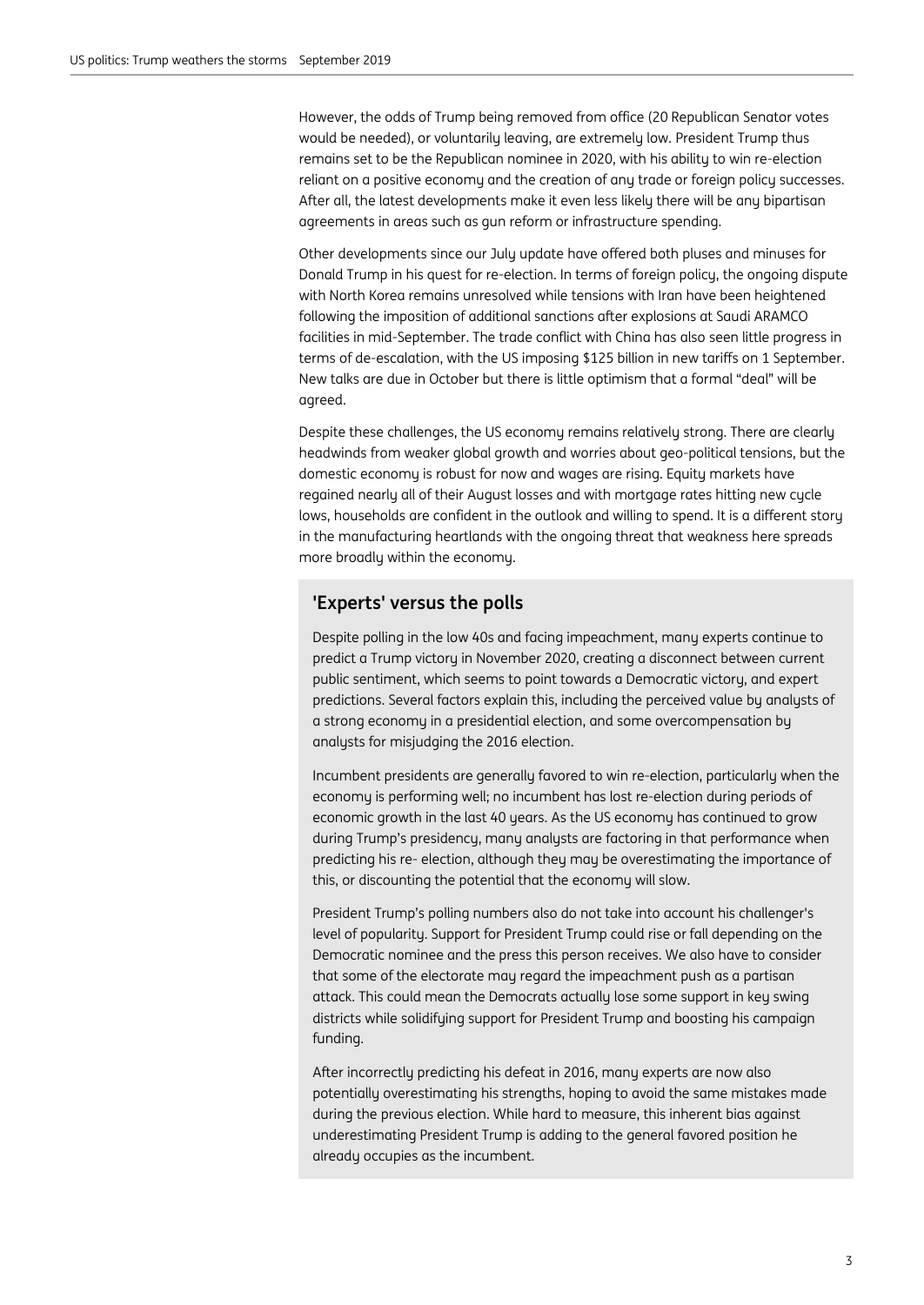However, the odds of Trump being removed from office (20 Republican Senator votes would be needed), or voluntarily leaving, are extremely low. President Trump thus remains set to be the Republican nominee in 2020, with his ability to win re-election reliant on a positive economy and the creation of any trade or foreign policy successes. After all, the latest developments make it even less likely there will be any bipartisan agreements in areas such as gun reform or infrastructure spending.

Other developments since our July update have offered both pluses and minuses for Donald Trump in his quest for re-election. In terms of foreign policy, the ongoing dispute with North Korea remains unresolved while tensions with Iran have been heightened following the imposition of additional sanctions after explosions at Saudi ARAMCO facilities in mid-September. The trade conflict with China has also seen little progress in terms of de-escalation, with the US imposing $125 billion in new tariffs on 1 September. New talks are due in October but there is little optimism that a formal "deal" will be agreed.

Despite these challenges, the US economy remains relatively strong. There are clearly headwinds from weaker global growth and worries about geo-political tensions, but the domestic economy is robust for now and wages are rising. Equity markets have regained nearly all of their August losses and with mortgage rates hitting new cycle lows, households are confident in the outlook and willing to spend. It is a different story in the manufacturing heartlands with the ongoing threat that weakness here spreads more broadly within the economy.

## 'Experts' versus the polls

Despite polling in the low 40s and facing impeachment, many experts continue to predict a Trump victory in November 2020, creating a disconnect between current public sentiment, which seems to point towards a Democratic victory, and expert predictions. Several factors explain this, including the perceived value by analysts of a strong economy in a presidential election, and some overcompensation by analysts for misjudging the 2016 election.

Incumbent presidents are generally favored to win re-election, particularly when the economy is performing well; no incumbent has lost re-election during periods of economic growth in the last 40 years. As the US economy has continued to grow during Trump's presidency, many analysts are factoring in that performance when predicting his re- election, although they may be overestimating the importance of this, or discounting the potential that the economy will slow.

President Trump's polling numbers also do not take into account his challenger's level of popularity. Support for President Trump could rise or fall depending on the Democratic nominee and the press this person receives. We also have to consider that some of the electorate may regard the impeachment push as a partisan attack. This could mean the Democrats actually lose some support in key swing districts while solidifying support for President Trump and boosting his campaign funding.

After incorrectly predicting his defeat in 2016, many experts are now also potentially overestimating his strengths, hoping to avoid the same mistakes made during the previous election. While hard to measure, this inherent bias against underestimating President Trump is adding to the general favored position he already occupies as the incumbent.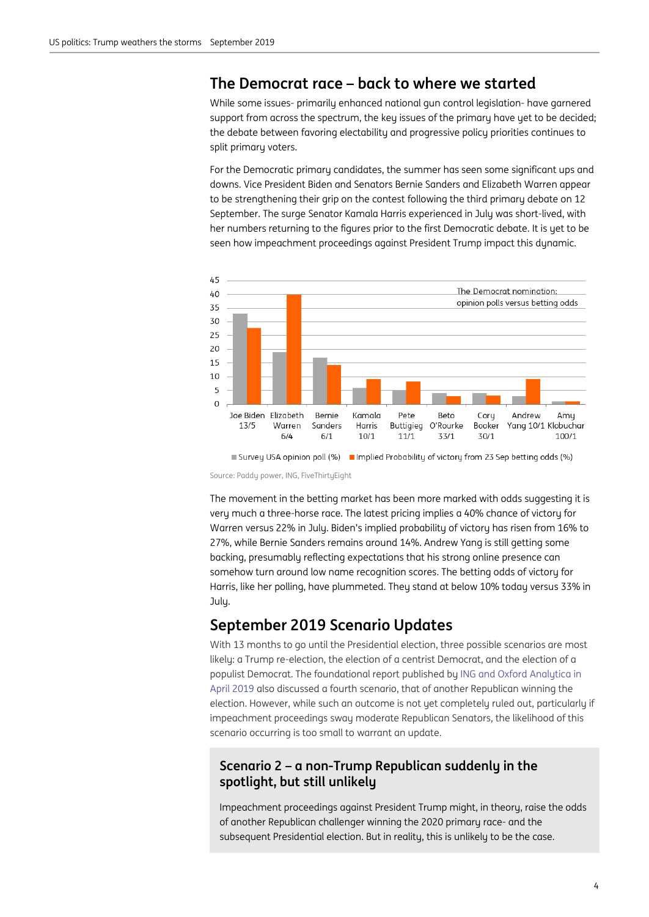## The Democrat race – back to where we started

While some issues- primarily enhanced national gun control legislation- have garnered support from across the spectrum, the key issues of the primary have yet to be decided; the debate between favoring electability and progressive policy priorities continues to split primary voters.

For the Democratic primary candidates, the summer has seen some significant ups and downs. Vice President Biden and Senators Bernie Sanders and Elizabeth Warren appear to be strengthening their grip on the contest following the third primary debate on 12 September. The surge Senator Kamala Harris experienced in July was short-lived, with her numbers returning to the figures prior to the first Democratic debate. It is yet to be seen how impeachment proceedings against President Trump impact this dynamic.

The Democrat nomination: opinion polls versus betting odds

Source: Paddy power, ING, FiveThirtyEight

The movement in the betting market has been more marked with odds suggesting it is very much a three-horse race. The latest pricing implies a 40% chance of victory for Warren versus 22% in July. Biden's implied probability of victory has risen from 16% to 27%, while Bernie Sanders remains around 14%. Andrew Yang is still getting some backing, presumably reflecting expectations that his strong online presence can somehow turn around low name recognition scores. The betting odds of victory for Harris, like her polling, have plummeted. They stand at below 10% today versus 33% in July.

## September 2019 Scenario Updates

With 13 months to go until the Presidential election, three possible scenarios are most likely: a Trump re-election, the election of a centrist Democrat, and the election of a populist Democrat. The foundational report published by ING and Oxford Analytica in April 2019 also discussed a fourth scenario, that of another Republican winning the election. However, while such an outcome is not yet completely ruled out, particularly if impeachment proceedings sway moderate Republican Senators, the likelihood of this scenario occurring is too small to warrant an update.

### Scenario 2 – a non-Trump Republican suddenly in the spotlight, but still unlikely

Impeachment proceedings against President Trump might, in theory, raise the odds of another Republican challenger winning the 2020 primary race- and the subsequent Presidential election. But in reality, this is unlikely to be the case.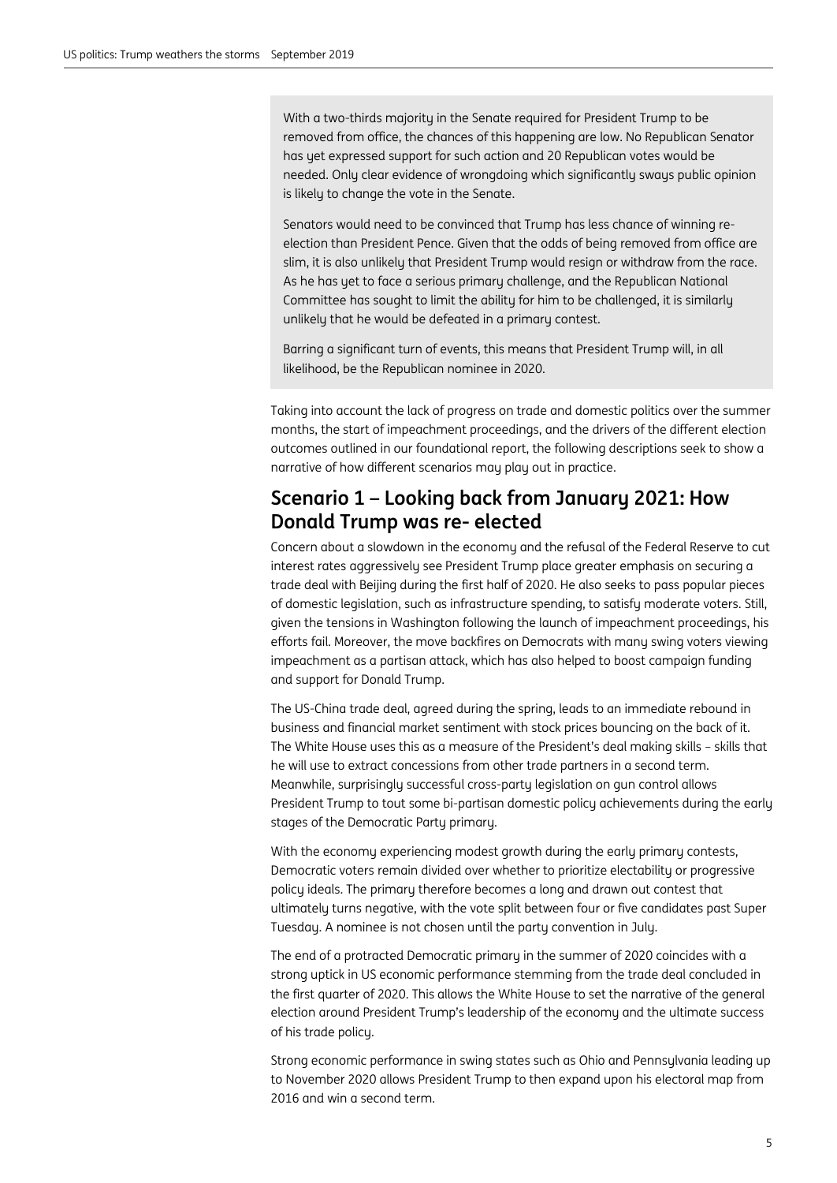With a two-thirds majority in the Senate required for President Trump to be removed from office, the chances of this happening are low. No Republican Senator has yet expressed support for such action and 20 Republican votes would be needed. Only clear evidence of wrongdoing which significantly sways public opinion is likely to change the vote in the Senate.

Senators would need to be convinced that Trump has less chance of winning re-election than President Pence. Given that the odds of being removed from office are slim, it is also unlikely that President Trump would resign or withdraw from the race. As he has yet to face a serious primary challenge, and the Republican National Committee has sought to limit the ability for him to be challenged, it is similarly unlikely that he would be defeated in a primary contest.

Barring a significant turn of events, this means that President Trump will, in all likelihood, be the Republican nominee in 2020.

Taking into account the lack of progress on trade and domestic politics over the summer months, the start of impeachment proceedings, and the drivers of the different election outcomes outlined in our foundational report, the following descriptions seek to show a narrative of how different scenarios may play out in practice.

## Scenario 1 – Looking back from January 2021: How Donald Trump was re- elected

Concern about a slowdown in the economy and the refusal of the Federal Reserve to cut interest rates aggressively see President Trump place greater emphasis on securing a trade deal with Beijing during the first half of 2020. He also seeks to pass popular pieces of domestic legislation, such as infrastructure spending, to satisfy moderate voters. Still, given the tensions in Washington following the launch of impeachment proceedings, his efforts fail. Moreover, the move backfires on Democrats with many swing voters viewing impeachment as a partisan attack, which has also helped to boost campaign funding and support for Donald Trump.

The US-China trade deal, agreed during the spring, leads to an immediate rebound in business and financial market sentiment with stock prices bouncing on the back of it. The White House uses this as a measure of the President's deal making skills – skills that he will use to extract concessions from other trade partners in a second term. Meanwhile, surprisingly successful cross-party legislation on gun control allows President Trump to tout some bi-partisan domestic policy achievements during the early stages of the Democratic Party primary.

With the economy experiencing modest growth during the early primary contests, Democratic voters remain divided over whether to prioritize electability or progressive policy ideals. The primary therefore becomes a long and drawn out contest that ultimately turns negative, with the vote split between four or five candidates past Super Tuesday. A nominee is not chosen until the party convention in July.

The end of a protracted Democratic primary in the summer of 2020 coincides with a strong uptick in US economic performance stemming from the trade deal concluded in the first quarter of 2020. This allows the White House to set the narrative of the general election around President Trump's leadership of the economy and the ultimate success of his trade policy.

Strong economic performance in swing states such as Ohio and Pennsylvania leading up to November 2020 allows President Trump to then expand upon his electoral map from 2016 and win a second term.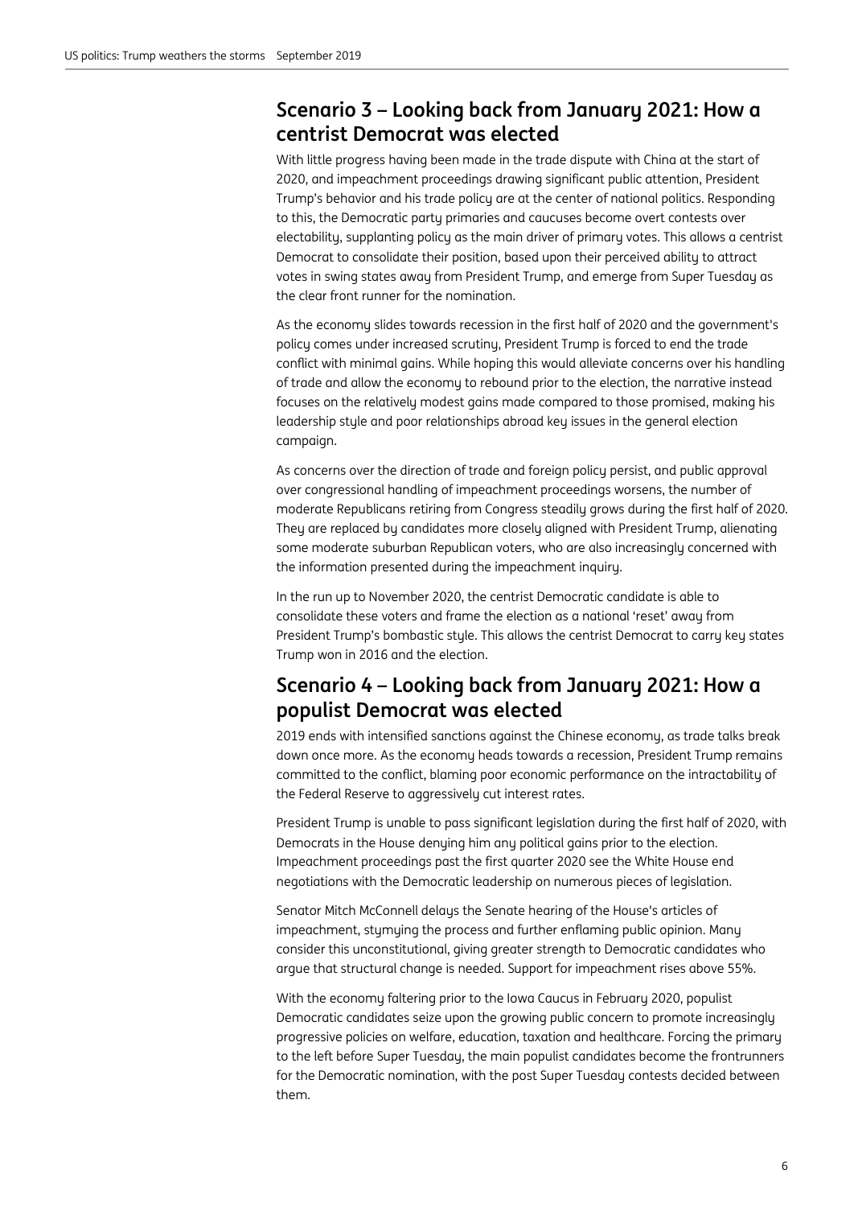## Scenario 3 – Looking back from January 2021: How a centrist Democrat was elected

With little progress having been made in the trade dispute with China at the start of 2020, and impeachment proceedings drawing significant public attention, President Trump's behavior and his trade policy are at the center of national politics. Responding to this, the Democratic party primaries and caucuses become overt contests over electability, supplanting policy as the main driver of primary votes. This allows a centrist Democrat to consolidate their position, based upon their perceived ability to attract votes in swing states away from President Trump, and emerge from Super Tuesday as the clear front runner for the nomination.

As the economy slides towards recession in the first half of 2020 and the government's policy comes under increased scrutiny, President Trump is forced to end the trade conflict with minimal gains. While hoping this would alleviate concerns over his handling of trade and allow the economy to rebound prior to the election, the narrative instead focuses on the relatively modest gains made compared to those promised, making his leadership style and poor relationships abroad key issues in the general election campaign.

As concerns over the direction of trade and foreign policy persist, and public approval over congressional handling of impeachment proceedings worsens, the number of moderate Republicans retiring from Congress steadily grows during the first half of 2020. They are replaced by candidates more closely aligned with President Trump, alienating some moderate suburban Republican voters, who are also increasingly concerned with the information presented during the impeachment inquiry.

In the run up to November 2020, the centrist Democratic candidate is able to consolidate these voters and frame the election as a national 'reset' away from President Trump's bombastic style. This allows the centrist Democrat to carry key states Trump won in 2016 and the election.

## Scenario 4 – Looking back from January 2021: How a populist Democrat was elected

2019 ends with intensified sanctions against the Chinese economy, as trade talks break down once more. As the economy heads towards a recession, President Trump remains committed to the conflict, blaming poor economic performance on the intractability of the Federal Reserve to aggressively cut interest rates.

President Trump is unable to pass significant legislation during the first half of 2020, with Democrats in the House denying him any political gains prior to the election. Impeachment proceedings past the first quarter 2020 see the White House end negotiations with the Democratic leadership on numerous pieces of legislation.

Senator Mitch McConnell delays the Senate hearing of the House's articles of impeachment, stymying the process and further enflaming public opinion. Many consider this unconstitutional, giving greater strength to Democratic candidates who argue that structural change is needed. Support for impeachment rises above 55%.

With the economy faltering prior to the Iowa Caucus in February 2020, populist Democratic candidates seize upon the growing public concern to promote increasingly progressive policies on welfare, education, taxation and healthcare. Forcing the primary to the left before Super Tuesday, the main populist candidates become the frontrunners for the Democratic nomination, with the post Super Tuesday contests decided between them.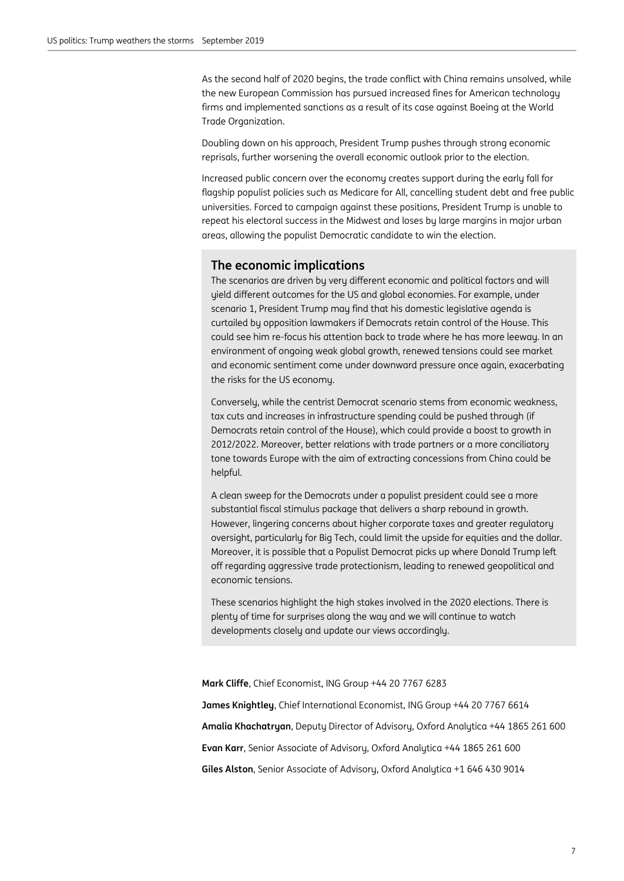As the second half of 2020 begins, the trade conflict with China remains unsolved, while the new European Commission has pursued increased fines for American technology firms and implemented sanctions as a result of its case against Boeing at the World Trade Organization.

Doubling down on his approach, President Trump pushes through strong economic reprisals, further worsening the overall economic outlook prior to the election.

Increased public concern over the economy creates support during the early fall for flagship populist policies such as Medicare for All, cancelling student debt and free public universities. Forced to campaign against these positions, President Trump is unable to repeat his electoral success in the Midwest and loses by large margins in major urban areas, allowing the populist Democratic candidate to win the election.

## The economic implications

The scenarios are driven by very different economic and political factors and will yield different outcomes for the US and global economies. For example, under scenario 1, President Trump may find that his domestic legislative agenda is curtailed by opposition lawmakers if Democrats retain control of the House. This could see him re-focus his attention back to trade where he has more leeway. In an environment of ongoing weak global growth, renewed tensions could see market and economic sentiment come under downward pressure once again, exacerbating the risks for the US economy.

Conversely, while the centrist Democrat scenario stems from economic weakness, tax cuts and increases in infrastructure spending could be pushed through (if Democrats retain control of the House), which could provide a boost to growth in 2012/2022. Moreover, better relations with trade partners or a more conciliatory tone towards Europe with the aim of extracting concessions from China could be helpful.

A clean sweep for the Democrats under a populist president could see a more substantial fiscal stimulus package that delivers a sharp rebound in growth. However, lingering concerns about higher corporate taxes and greater regulatory oversight, particularly for Big Tech, could limit the upside for equities and the dollar. Moreover, it is possible that a Populist Democrat picks up where Donald Trump left off regarding aggressive trade protectionism, leading to renewed geopolitical and economic tensions.

These scenarios highlight the high stakes involved in the 2020 elections. There is plenty of time for surprises along the way and we will continue to watch developments closely and update our views accordingly.

**Mark Cliffe**, Chief Economist, ING Group +44 20 7767 6283

**James Knightley**, Chief International Economist, ING Group +44 20 7767 6614

**Amalia Khachatryan**, Deputy Director of Advisory, Oxford Analytica +44 1865 261 600

**Evan Karr**, Senior Associate of Advisory, Oxford Analytica +44 1865 261 600

**Giles Alston**, Senior Associate of Advisory, Oxford Analytica +1 646 430 9014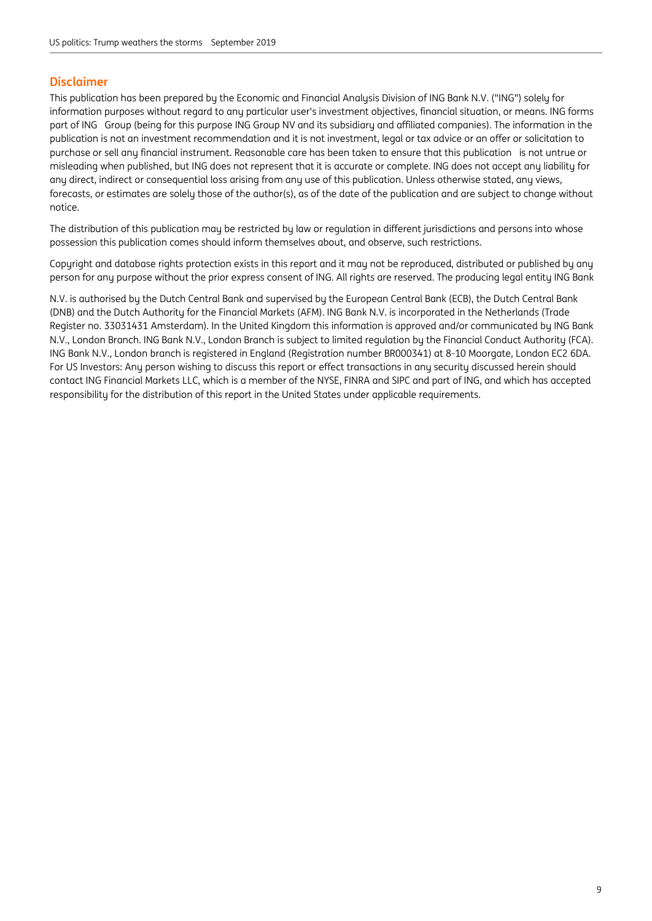## Disclaimer

This publication has been prepared by the Economic and Financial Analysis Division of ING Bank N.V. ("ING") solely for information purposes without regard to any particular user's investment objectives, financial situation, or means. ING forms part of ING Group (being for this purpose ING Group NV and its subsidiary and affiliated companies). The information in the publication is not an investment recommendation and it is not investment, legal or tax advice or an offer or solicitation to purchase or sell any financial instrument. Reasonable care has been taken to ensure that this publication is not untrue or misleading when published, but ING does not represent that it is accurate or complete. ING does not accept any liability for any direct, indirect or consequential loss arising from any use of this publication. Unless otherwise stated, any views, forecasts, or estimates are solely those of the author(s), as of the date of the publication and are subject to change without notice.

The distribution of this publication may be restricted by law or regulation in different jurisdictions and persons into whose possession this publication comes should inform themselves about, and observe, such restrictions.

Copyright and database rights protection exists in this report and it may not be reproduced, distributed or published by any person for any purpose without the prior express consent of ING. All rights are reserved. The producing legal entity ING Bank

N.V. is authorised by the Dutch Central Bank and supervised by the European Central Bank (ECB), the Dutch Central Bank (DNB) and the Dutch Authority for the Financial Markets (AFM). ING Bank N.V. is incorporated in the Netherlands (Trade Register no. 33031431 Amsterdam). In the United Kingdom this information is approved and/or communicated by ING Bank N.V., London Branch. ING Bank N.V., London Branch is subject to limited regulation by the Financial Conduct Authority (FCA). ING Bank N.V., London branch is registered in England (Registration number BR000341) at 8-10 Moorgate, London EC2 6DA. For US Investors: Any person wishing to discuss this report or effect transactions in any security discussed herein should contact ING Financial Markets LLC, which is a member of the NYSE, FINRA and SIPC and part of ING, and which has accepted responsibility for the distribution of this report in the United States under applicable requirements.